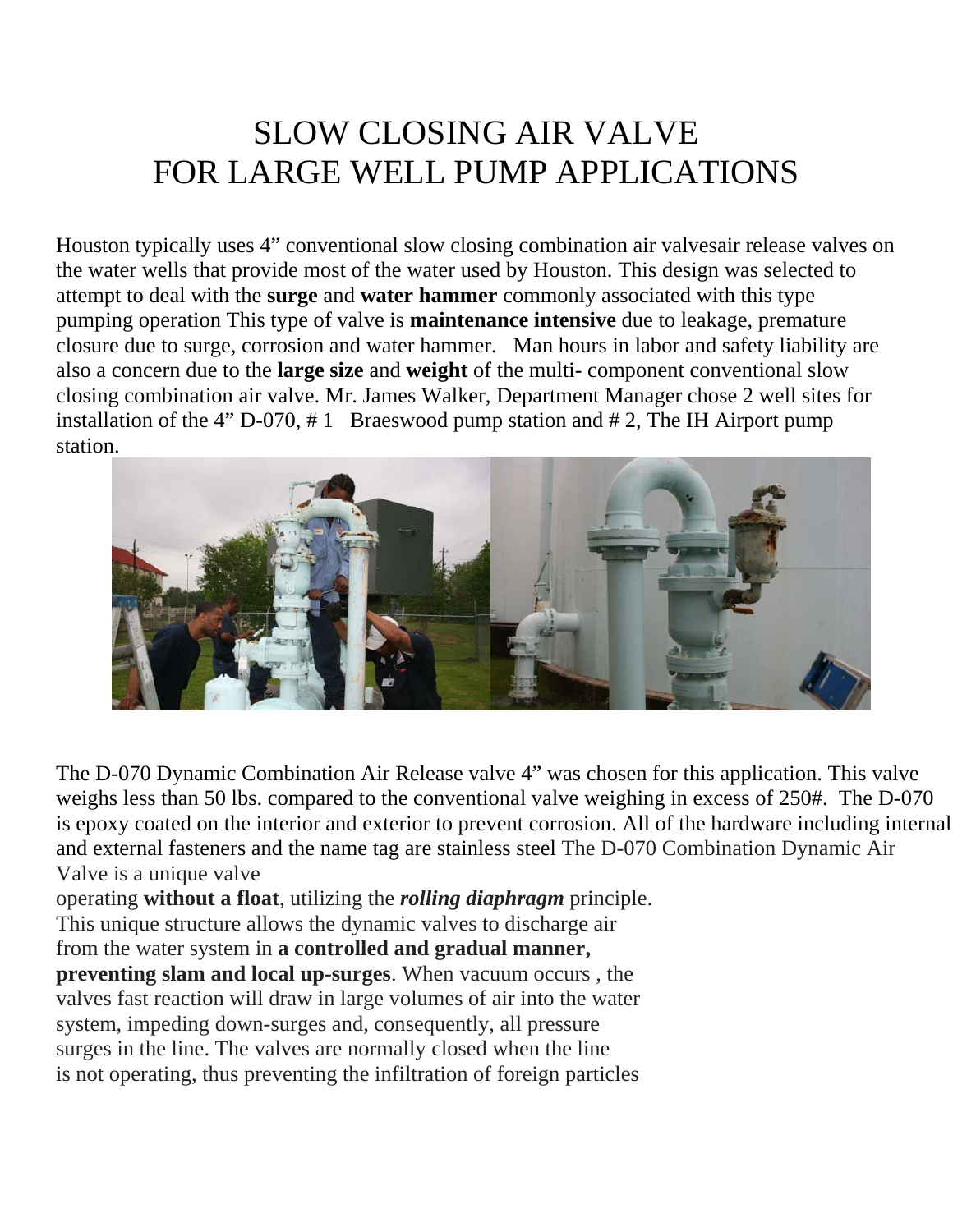# SLOW CLOSING AIR VALVE FOR LARGE WELL PUMP APPLICATIONS

Houston typically uses 4" conventional slow closing combination air valvesair release valves on the water wells that provide most of the water used by Houston. This design was selected to attempt to deal with the **surge** and **water hammer** commonly associated with this type pumping operation This type of valve is **maintenance intensive** due to leakage, premature closure due to surge, corrosion and water hammer. Man hours in labor and safety liability are also a concern due to the **large size** and **weight** of the multi- component conventional slow closing combination air valve. Mr. James Walker, Department Manager chose 2 well sites for installation of the 4" D-070, # 1 Braeswood pump station and # 2, The IH Airport pump station.

The D-070 Dynamic Combination Air Release valve 4" was chosen for this application. This valve weighs less than 50 lbs. compared to the conventional valve weighing in excess of 250#. The D-070 is epoxy coated on the interior and exterior to prevent corrosion. All of the hardware including internal and external fasteners and the name tag are stainless steel The D-070 Combination Dynamic Air Valve is a unique valve operating **without a float**, utilizing the ***rolling diaphragm*** principle. This unique structure allows the dynamic valves to discharge air from the water system in **a controlled and gradual manner, preventing slam and local up-surges**. When vacuum occurs , the valves fast reaction will draw in large volumes of air into the water system, impeding down-surges and, consequently, all pressure surges in the line. The valves are normally closed when the line is not operating, thus preventing the infiltration of foreign particles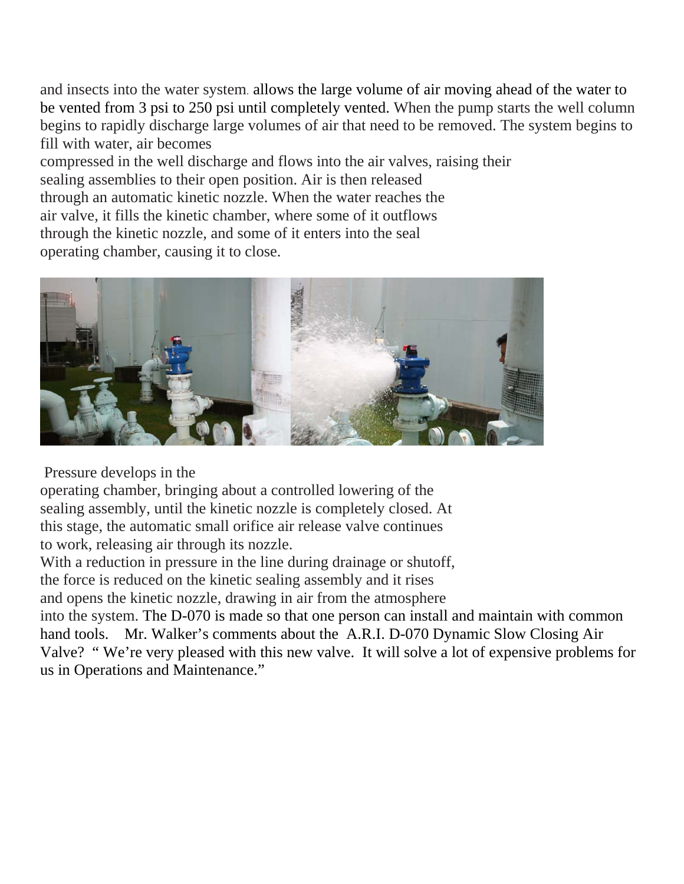and insects into the water system. allows the large volume of air moving ahead of the water to be vented from 3 psi to 250 psi until completely vented. When the pump starts the well column begins to rapidly discharge large volumes of air that need to be removed. The system begins to fill with water, air becomes compressed in the well discharge and flows into the air valves, raising their sealing assemblies to their open position. Air is then released through an automatic kinetic nozzle. When the water reaches the air valve, it fills the kinetic chamber, where some of it outflows through the kinetic nozzle, and some of it enters into the seal operating chamber, causing it to close.

Pressure develops in the operating chamber, bringing about a controlled lowering of the sealing assembly, until the kinetic nozzle is completely closed. At this stage, the automatic small orifice air release valve continues to work, releasing air through its nozzle.

With a reduction in pressure in the line during drainage or shutoff, the force is reduced on the kinetic sealing assembly and it rises and opens the kinetic nozzle, drawing in air from the atmosphere into the system. The D-070 is made so that one person can install and maintain with common hand tools. Mr. Walker's comments about the A.R.I. D-070 Dynamic Slow Closing Air Valve? " We're very pleased with this new valve. It will solve a lot of expensive problems for us in Operations and Maintenance."